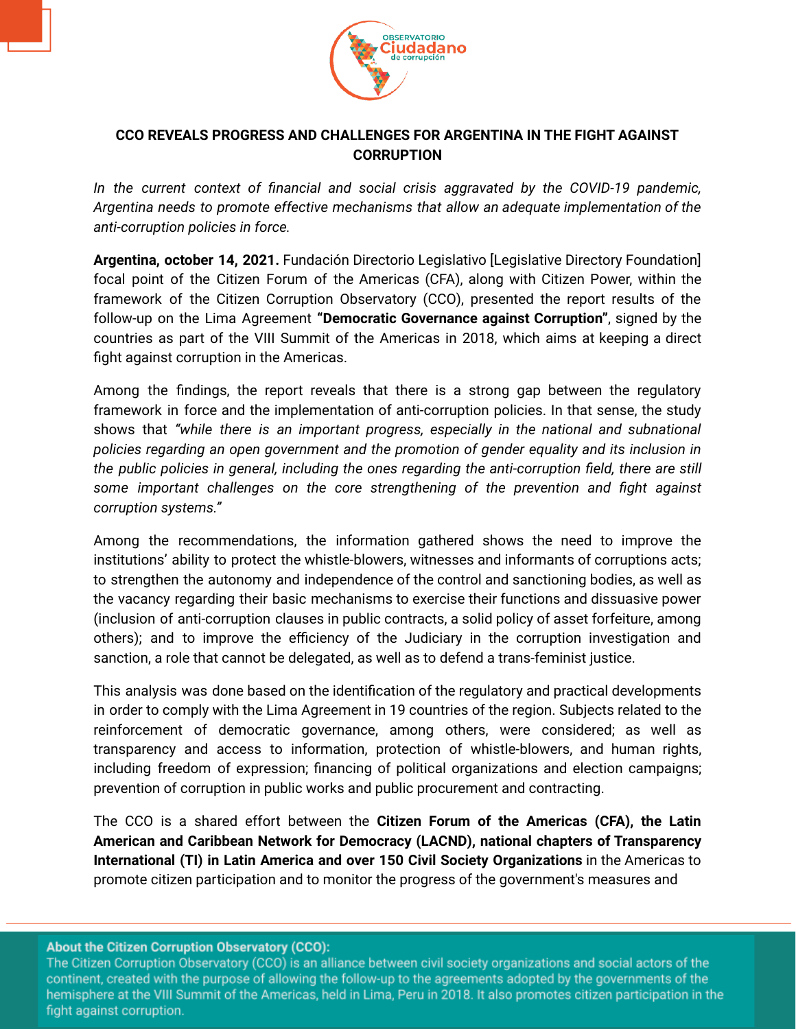## CCO REVEALS PROGRESS AND CHALLENGES FOR ARGENTINA IN THE FIGHT AGAINST CORRUPTION

*In the current context of financial and social crisis aggravated by the COVID-19 pandemic, Argentina needs to promote effective mechanisms that allow an adequate implementation of the anti-corruption policies in force.*

**Argentina, october 14, 2021.** Fundación Directorio Legislativo [Legislative Directory Foundation] focal point of the Citizen Forum of the Americas (CFA), along with Citizen Power, within the framework of the Citizen Corruption Observatory (CCO), presented the report results of the follow-up on the Lima Agreement **"Democratic Governance against Corruption"**, signed by the countries as part of the VIII Summit of the Americas in 2018, which aims at keeping a direct fight against corruption in the Americas.

Among the findings, the report reveals that there is a strong gap between the regulatory framework in force and the implementation of anti-corruption policies. In that sense, the study shows that *"while there is an important progress, especially in the national and subnational policies regarding an open government and the promotion of gender equality and its inclusion in the public policies in general, including the ones regarding the anti-corruption field, there are still some important challenges on the core strengthening of the prevention and fight against corruption systems."*

Among the recommendations, the information gathered shows the need to improve the institutions' ability to protect the whistle-blowers, witnesses and informants of corruptions acts; to strengthen the autonomy and independence of the control and sanctioning bodies, as well as the vacancy regarding their basic mechanisms to exercise their functions and dissuasive power (inclusion of anti-corruption clauses in public contracts, a solid policy of asset forfeiture, among others); and to improve the efficiency of the Judiciary in the corruption investigation and sanction, a role that cannot be delegated, as well as to defend a trans-feminist justice.

This analysis was done based on the identification of the regulatory and practical developments in order to comply with the Lima Agreement in 19 countries of the region. Subjects related to the reinforcement of democratic governance, among others, were considered; as well as transparency and access to information, protection of whistle-blowers, and human rights, including freedom of expression; financing of political organizations and election campaigns; prevention of corruption in public works and public procurement and contracting.

The CCO is a shared effort between the **Citizen Forum of the Americas (CFA), the Latin American and Caribbean Network for Democracy (LACND), national chapters of Transparency International (TI) in Latin America and over 150 Civil Society Organizations** in the Americas to promote citizen participation and to monitor the progress of the government's measures and

**About the Citizen Corruption Observatory (CCO):**
The Citizen Corruption Observatory (CCO) is an alliance between civil society organizations and social actors of the continent, created with the purpose of allowing the follow-up to the agreements adopted by the governments of the hemisphere at the VIII Summit of the Americas, held in Lima, Peru in 2018. It also promotes citizen participation in the fight against corruption.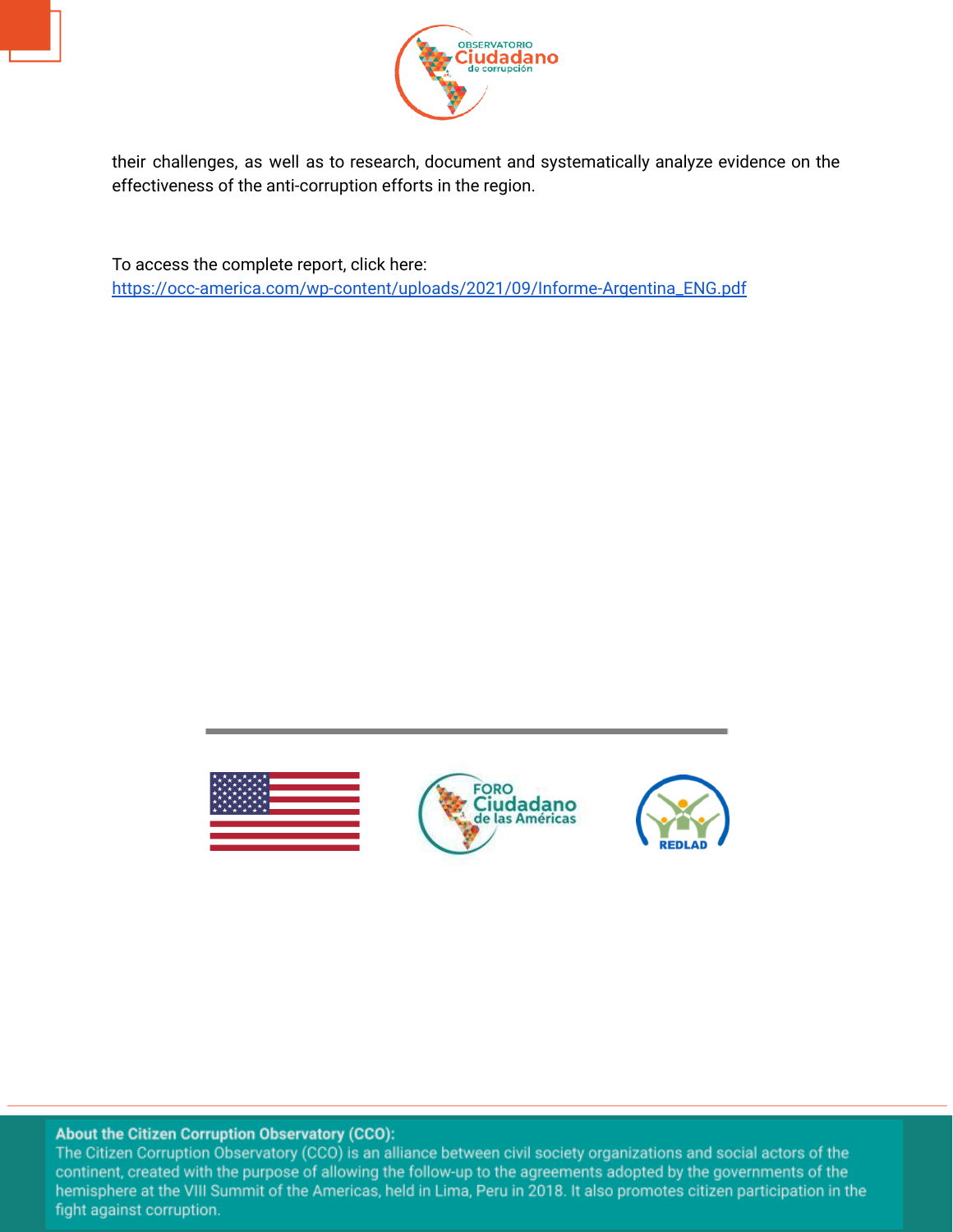their challenges, as well as to research, document and systematically analyze evidence on the effectiveness of the anti-corruption efforts in the region.

To access the complete report, click here:
[https://occ-america.com/wp-content/uploads/2021/09/Informe-Argentina_ENG.pdf](https://occ-america.com/wp-content/uploads/2021/09/Informe-Argentina_ENG.pdf)

**About the Citizen Corruption Observatory (CCO):**
The Citizen Corruption Observatory (CCO) is an alliance between civil society organizations and social actors of the continent, created with the purpose of allowing the follow-up to the agreements adopted by the governments of the hemisphere at the VIII Summit of the Americas, held in Lima, Peru in 2018. It also promotes citizen participation in the fight against corruption.